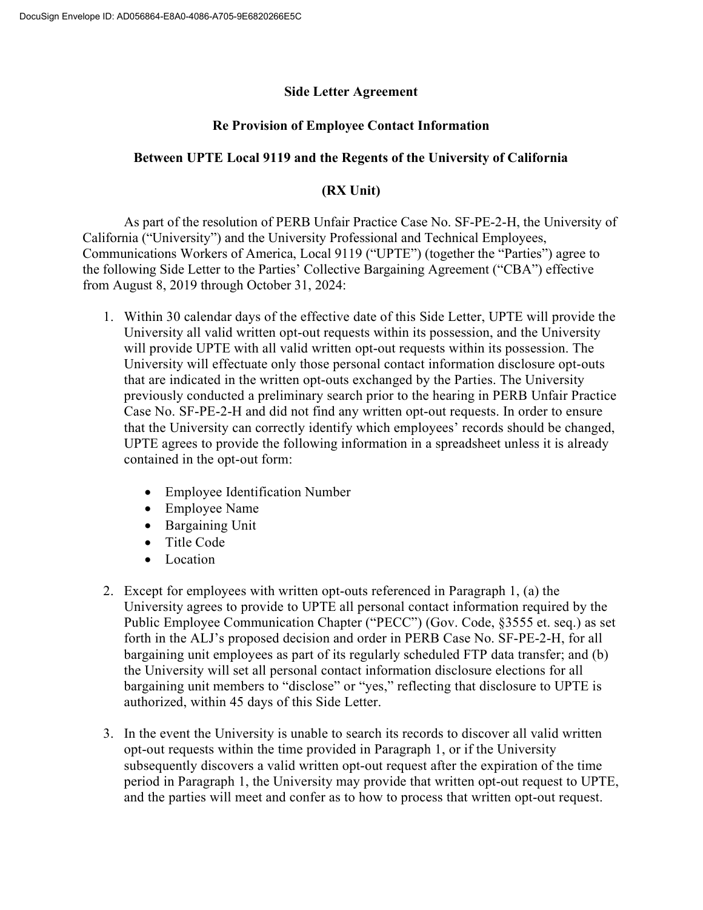## Side Letter Agreement

## Re Provision of Employee Contact Information

## Between UPTE Local 9119 and the Regents of the University of California

## (RX Unit)

As part of the resolution of PERB Unfair Practice Case No. SF-PE-2-H, the University of California ("University") and the University Professional and Technical Employees, Communications Workers of America, Local 9119 ("UPTE") (together the "Parties") agree to the following Side Letter to the Parties' Collective Bargaining Agreement ("CBA") effective from August 8, 2019 through October 31, 2024:

1. Within 30 calendar days of the effective date of this Side Letter, UPTE will provide the University all valid written opt-out requests within its possession, and the University will provide UPTE with all valid written opt-out requests within its possession. The University will effectuate only those personal contact information disclosure opt-outs that are indicated in the written opt-outs exchanged by the Parties. The University previously conducted a preliminary search prior to the hearing in PERB Unfair Practice Case No. SF-PE-2-H and did not find any written opt-out requests. In order to ensure that the University can correctly identify which employees' records should be changed, UPTE agrees to provide the following information in a spreadsheet unless it is already contained in the opt-out form:
   - Employee Identification Number
   - Employee Name
   - Bargaining Unit
   - Title Code
   - Location

2. Except for employees with written opt-outs referenced in Paragraph 1, (a) the University agrees to provide to UPTE all personal contact information required by the Public Employee Communication Chapter ("PECC") (Gov. Code, §3555 et. seq.) as set forth in the ALJ's proposed decision and order in PERB Case No. SF-PE-2-H, for all bargaining unit employees as part of its regularly scheduled FTP data transfer; and (b) the University will set all personal contact information disclosure elections for all bargaining unit members to "disclose" or "yes," reflecting that disclosure to UPTE is authorized, within 45 days of this Side Letter.

3. In the event the University is unable to search its records to discover all valid written opt-out requests within the time provided in Paragraph 1, or if the University subsequently discovers a valid written opt-out request after the expiration of the time period in Paragraph 1, the University may provide that written opt-out request to UPTE, and the parties will meet and confer as to how to process that written opt-out request.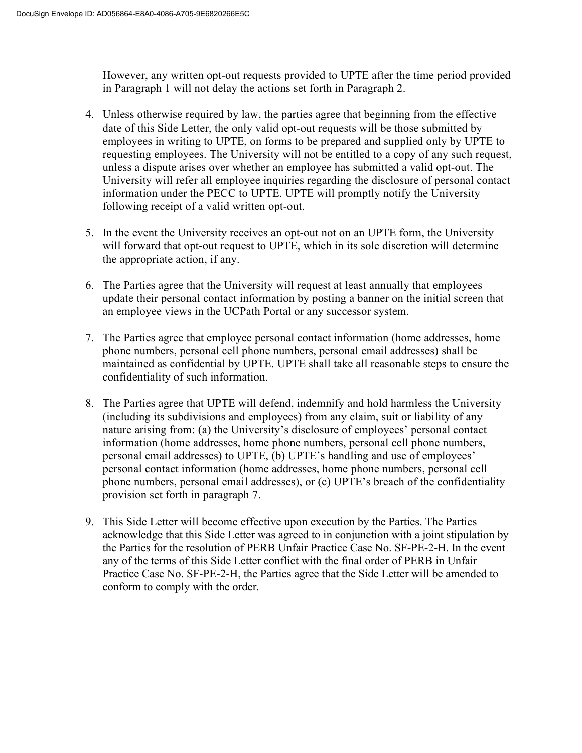However, any written opt-out requests provided to UPTE after the time period provided in Paragraph 1 will not delay the actions set forth in Paragraph 2.

4. Unless otherwise required by law, the parties agree that beginning from the effective date of this Side Letter, the only valid opt-out requests will be those submitted by employees in writing to UPTE, on forms to be prepared and supplied only by UPTE to requesting employees. The University will not be entitled to a copy of any such request, unless a dispute arises over whether an employee has submitted a valid opt-out. The University will refer all employee inquiries regarding the disclosure of personal contact information under the PECC to UPTE. UPTE will promptly notify the University following receipt of a valid written opt-out.

5. In the event the University receives an opt-out not on an UPTE form, the University will forward that opt-out request to UPTE, which in its sole discretion will determine the appropriate action, if any.

6. The Parties agree that the University will request at least annually that employees update their personal contact information by posting a banner on the initial screen that an employee views in the UCPath Portal or any successor system.

7. The Parties agree that employee personal contact information (home addresses, home phone numbers, personal cell phone numbers, personal email addresses) shall be maintained as confidential by UPTE. UPTE shall take all reasonable steps to ensure the confidentiality of such information.

8. The Parties agree that UPTE will defend, indemnify and hold harmless the University (including its subdivisions and employees) from any claim, suit or liability of any nature arising from: (a) the University's disclosure of employees' personal contact information (home addresses, home phone numbers, personal cell phone numbers, personal email addresses) to UPTE, (b) UPTE's handling and use of employees' personal contact information (home addresses, home phone numbers, personal cell phone numbers, personal email addresses), or (c) UPTE's breach of the confidentiality provision set forth in paragraph 7.

9. This Side Letter will become effective upon execution by the Parties. The Parties acknowledge that this Side Letter was agreed to in conjunction with a joint stipulation by the Parties for the resolution of PERB Unfair Practice Case No. SF-PE-2-H. In the event any of the terms of this Side Letter conflict with the final order of PERB in Unfair Practice Case No. SF-PE-2-H, the Parties agree that the Side Letter will be amended to conform to comply with the order.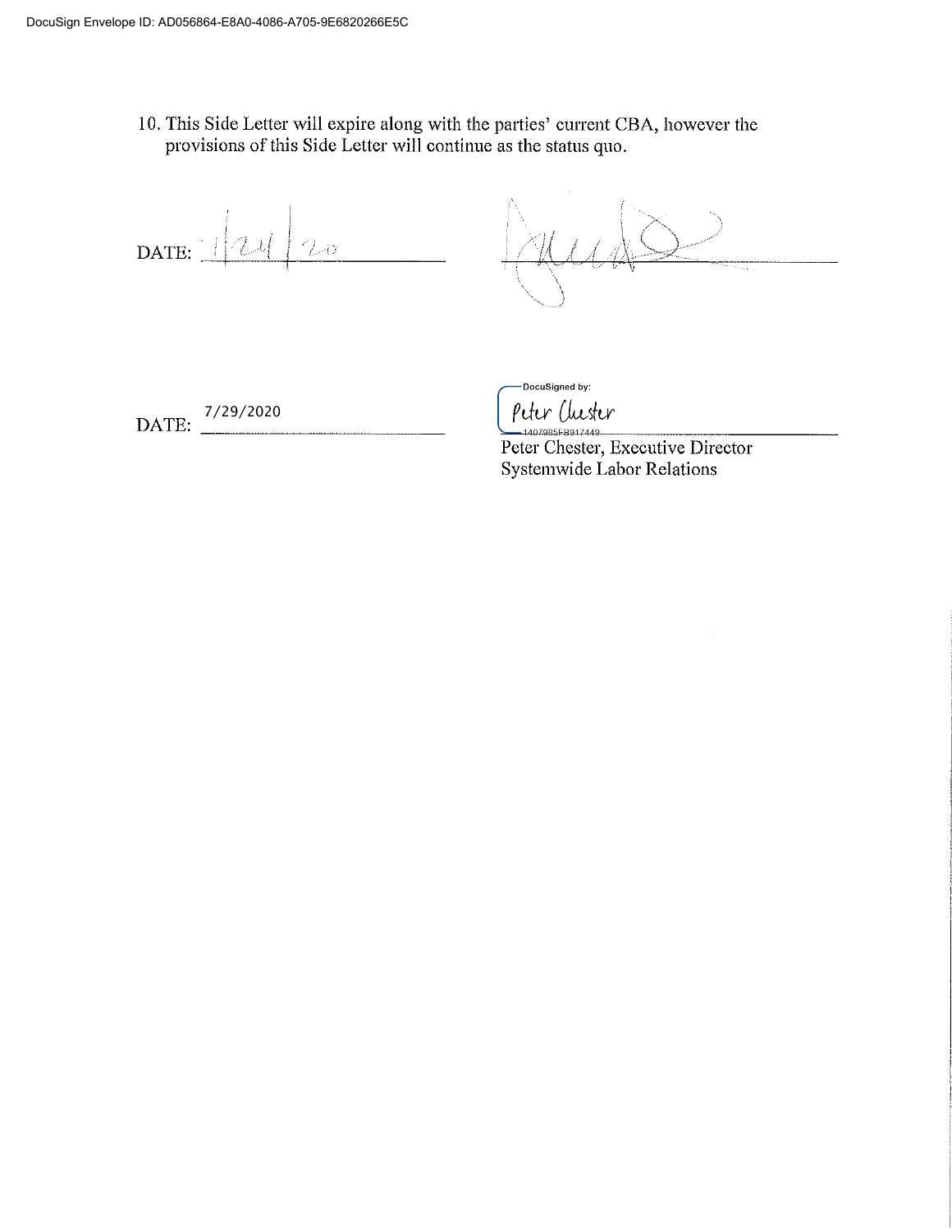10. This Side Letter will expire along with the parties' current CBA, however the provisions of this Side Letter will continue as the status quo.

DATE: 7/24/20

DATE: 7/29/2020

DocuSigned by:
Peter Chester
1407985EB917449

Peter Chester, Executive Director
Systemwide Labor Relations